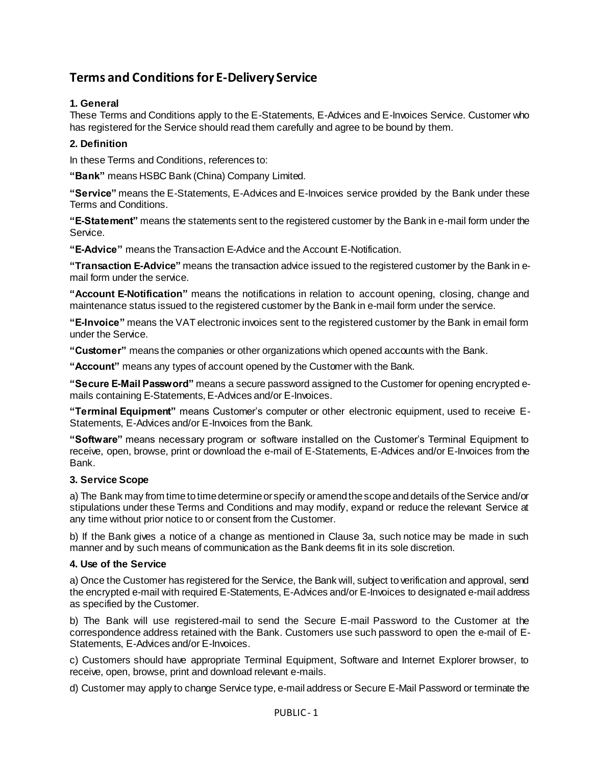# Terms and Conditions for E-Delivery Service

### 1. General

These Terms and Conditions apply to the E-Statements, E-Advices and E-Invoices Service. Customer who has registered for the Service should read them carefully and agree to be bound by them.

### 2. Definition

In these Terms and Conditions, references to:

**"Bank"** means HSBC Bank (China) Company Limited.

**"Service"** means the E-Statements, E-Advices and E-Invoices service provided by the Bank under these Terms and Conditions.

**"E-Statement"** means the statements sent to the registered customer by the Bank in e-mail form under the Service.

**"E-Advice"** means the Transaction E-Advice and the Account E-Notification.

**"Transaction E-Advice"** means the transaction advice issued to the registered customer by the Bank in e-mail form under the service.

**"Account E-Notification"** means the notifications in relation to account opening, closing, change and maintenance status issued to the registered customer by the Bank in e-mail form under the service.

**"E-Invoice"** means the VAT electronic invoices sent to the registered customer by the Bank in email form under the Service.

**"Customer"** means the companies or other organizations which opened accounts with the Bank.

**"Account"** means any types of account opened by the Customer with the Bank.

**"Secure E-Mail Password"** means a secure password assigned to the Customer for opening encrypted e-mails containing E-Statements, E-Advices and/or E-Invoices.

**"Terminal Equipment"** means Customer's computer or other electronic equipment, used to receive E-Statements, E-Advices and/or E-Invoices from the Bank.

**"Software"** means necessary program or software installed on the Customer's Terminal Equipment to receive, open, browse, print or download the e-mail of E-Statements, E-Advices and/or E-Invoices from the Bank.

### 3. Service Scope

a) The Bank may from time to time determine or specify or amend the scope and details of the Service and/or stipulations under these Terms and Conditions and may modify, expand or reduce the relevant Service at any time without prior notice to or consent from the Customer.

b) If the Bank gives a notice of a change as mentioned in Clause 3a, such notice may be made in such manner and by such means of communication as the Bank deems fit in its sole discretion.

### 4. Use of the Service

a) Once the Customer has registered for the Service, the Bank will, subject to verification and approval, send the encrypted e-mail with required E-Statements, E-Advices and/or E-Invoices to designated e-mail address as specified by the Customer.

b) The Bank will use registered-mail to send the Secure E-mail Password to the Customer at the correspondence address retained with the Bank. Customers use such password to open the e-mail of E-Statements, E-Advices and/or E-Invoices.

c) Customers should have appropriate Terminal Equipment, Software and Internet Explorer browser, to receive, open, browse, print and download relevant e-mails.

d) Customer may apply to change Service type, e-mail address or Secure E-Mail Password or terminate the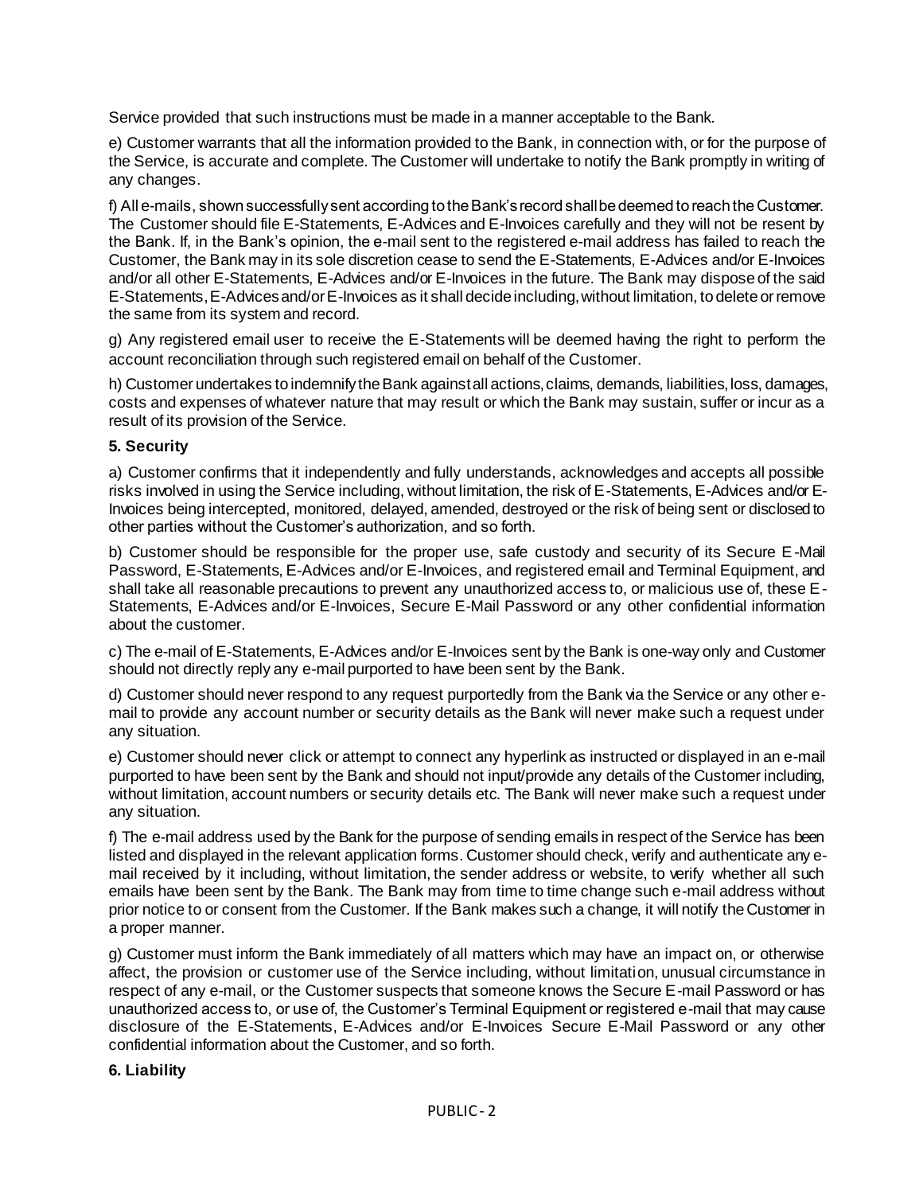Service provided that such instructions must be made in a manner acceptable to the Bank.

e) Customer warrants that all the information provided to the Bank, in connection with, or for the purpose of the Service, is accurate and complete. The Customer will undertake to notify the Bank promptly in writing of any changes.

f) All e-mails, shown successfully sent according to the Bank's record shall be deemed to reach the Customer. The Customer should file E-Statements, E-Advices and E-Invoices carefully and they will not be resent by the Bank. If, in the Bank's opinion, the e-mail sent to the registered e-mail address has failed to reach the Customer, the Bank may in its sole discretion cease to send the E-Statements, E-Advices and/or E-Invoices and/or all other E-Statements, E-Advices and/or E-Invoices in the future. The Bank may dispose of the said E-Statements, E-Advices and/or E-Invoices as it shall decide including, without limitation, to delete or remove the same from its system and record.

g) Any registered email user to receive the E-Statements will be deemed having the right to perform the account reconciliation through such registered email on behalf of the Customer.

h) Customer undertakes to indemnify the Bank against all actions, claims, demands, liabilities, loss, damages, costs and expenses of whatever nature that may result or which the Bank may sustain, suffer or incur as a result of its provision of the Service.

**5. Security**

a) Customer confirms that it independently and fully understands, acknowledges and accepts all possible risks involved in using the Service including, without limitation, the risk of E-Statements, E-Advices and/or E-Invoices being intercepted, monitored, delayed, amended, destroyed or the risk of being sent or disclosed to other parties without the Customer's authorization, and so forth.

b) Customer should be responsible for the proper use, safe custody and security of its Secure E-Mail Password, E-Statements, E-Advices and/or E-Invoices, and registered email and Terminal Equipment, and shall take all reasonable precautions to prevent any unauthorized access to, or malicious use of, these E-Statements, E-Advices and/or E-Invoices, Secure E-Mail Password or any other confidential information about the customer.

c) The e-mail of E-Statements, E-Advices and/or E-Invoices sent by the Bank is one-way only and Customer should not directly reply any e-mail purported to have been sent by the Bank.

d) Customer should never respond to any request purportedly from the Bank via the Service or any other e-mail to provide any account number or security details as the Bank will never make such a request under any situation.

e) Customer should never click or attempt to connect any hyperlink as instructed or displayed in an e-mail purported to have been sent by the Bank and should not input/provide any details of the Customer including, without limitation, account numbers or security details etc. The Bank will never make such a request under any situation.

f) The e-mail address used by the Bank for the purpose of sending emails in respect of the Service has been listed and displayed in the relevant application forms. Customer should check, verify and authenticate any e-mail received by it including, without limitation, the sender address or website, to verify whether all such emails have been sent by the Bank. The Bank may from time to time change such e-mail address without prior notice to or consent from the Customer. If the Bank makes such a change, it will notify the Customer in a proper manner.

g) Customer must inform the Bank immediately of all matters which may have an impact on, or otherwise affect, the provision or customer use of the Service including, without limitation, unusual circumstance in respect of any e-mail, or the Customer suspects that someone knows the Secure E-mail Password or has unauthorized access to, or use of, the Customer's Terminal Equipment or registered e-mail that may cause disclosure of the E-Statements, E-Advices and/or E-Invoices Secure E-Mail Password or any other confidential information about the Customer, and so forth.

**6. Liability**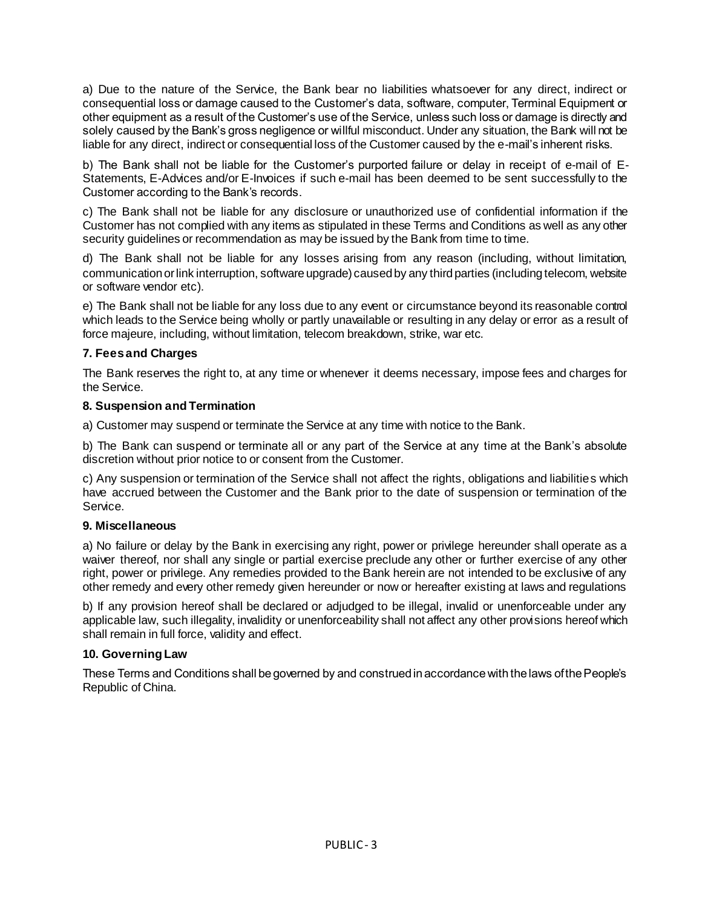a) Due to the nature of the Service, the Bank bear no liabilities whatsoever for any direct, indirect or consequential loss or damage caused to the Customer's data, software, computer, Terminal Equipment or other equipment as a result of the Customer's use of the Service, unless such loss or damage is directly and solely caused by the Bank's gross negligence or willful misconduct. Under any situation, the Bank will not be liable for any direct, indirect or consequential loss of the Customer caused by the e-mail's inherent risks.

b) The Bank shall not be liable for the Customer's purported failure or delay in receipt of e-mail of E-Statements, E-Advices and/or E-Invoices if such e-mail has been deemed to be sent successfully to the Customer according to the Bank's records.

c) The Bank shall not be liable for any disclosure or unauthorized use of confidential information if the Customer has not complied with any items as stipulated in these Terms and Conditions as well as any other security guidelines or recommendation as may be issued by the Bank from time to time.

d) The Bank shall not be liable for any losses arising from any reason (including, without limitation, communication or link interruption, software upgrade) caused by any third parties (including telecom, website or software vendor etc).

e) The Bank shall not be liable for any loss due to any event or circumstance beyond its reasonable control which leads to the Service being wholly or partly unavailable or resulting in any delay or error as a result of force majeure, including, without limitation, telecom breakdown, strike, war etc.

### 7. Fees and Charges

The Bank reserves the right to, at any time or whenever it deems necessary, impose fees and charges for the Service.

### 8. Suspension and Termination

a) Customer may suspend or terminate the Service at any time with notice to the Bank.

b) The Bank can suspend or terminate all or any part of the Service at any time at the Bank's absolute discretion without prior notice to or consent from the Customer.

c) Any suspension or termination of the Service shall not affect the rights, obligations and liabilities which have accrued between the Customer and the Bank prior to the date of suspension or termination of the Service.

### 9. Miscellaneous

a) No failure or delay by the Bank in exercising any right, power or privilege hereunder shall operate as a waiver thereof, nor shall any single or partial exercise preclude any other or further exercise of any other right, power or privilege. Any remedies provided to the Bank herein are not intended to be exclusive of any other remedy and every other remedy given hereunder or now or hereafter existing at laws and regulations

b) If any provision hereof shall be declared or adjudged to be illegal, invalid or unenforceable under any applicable law, such illegality, invalidity or unenforceability shall not affect any other provisions hereof which shall remain in full force, validity and effect.

### 10. Governing Law

These Terms and Conditions shall be governed by and construed in accordance with the laws of the People's Republic of China.